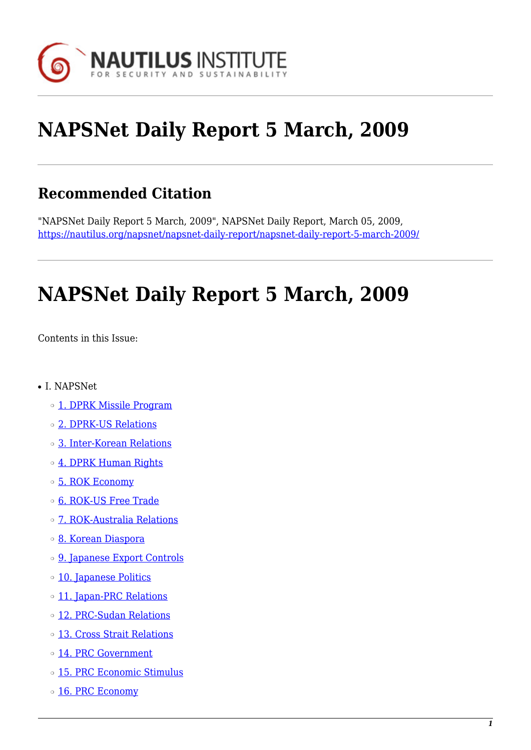# NAPSNet Daily Report 5 March, 2009

## Recommended Citation

"NAPSNet Daily Report 5 March, 2009", NAPSNet Daily Report, March 05, 2009, https://nautilus.org/napsnet/napsnet-daily-report/napsnet-daily-report-5-march-2009/

# NAPSNet Daily Report 5 March, 2009

Contents in this Issue:

- I. NAPSNet
  - 1. DPRK Missile Program
  - 2. DPRK-US Relations
  - 3. Inter-Korean Relations
  - 4. DPRK Human Rights
  - 5. ROK Economy
  - 6. ROK-US Free Trade
  - 7. ROK-Australia Relations
  - 8. Korean Diaspora
  - 9. Japanese Export Controls
  - 10. Japanese Politics
  - 11. Japan-PRC Relations
  - 12. PRC-Sudan Relations
  - 13. Cross Strait Relations
  - 14. PRC Government
  - 15. PRC Economic Stimulus
  - 16. PRC Economy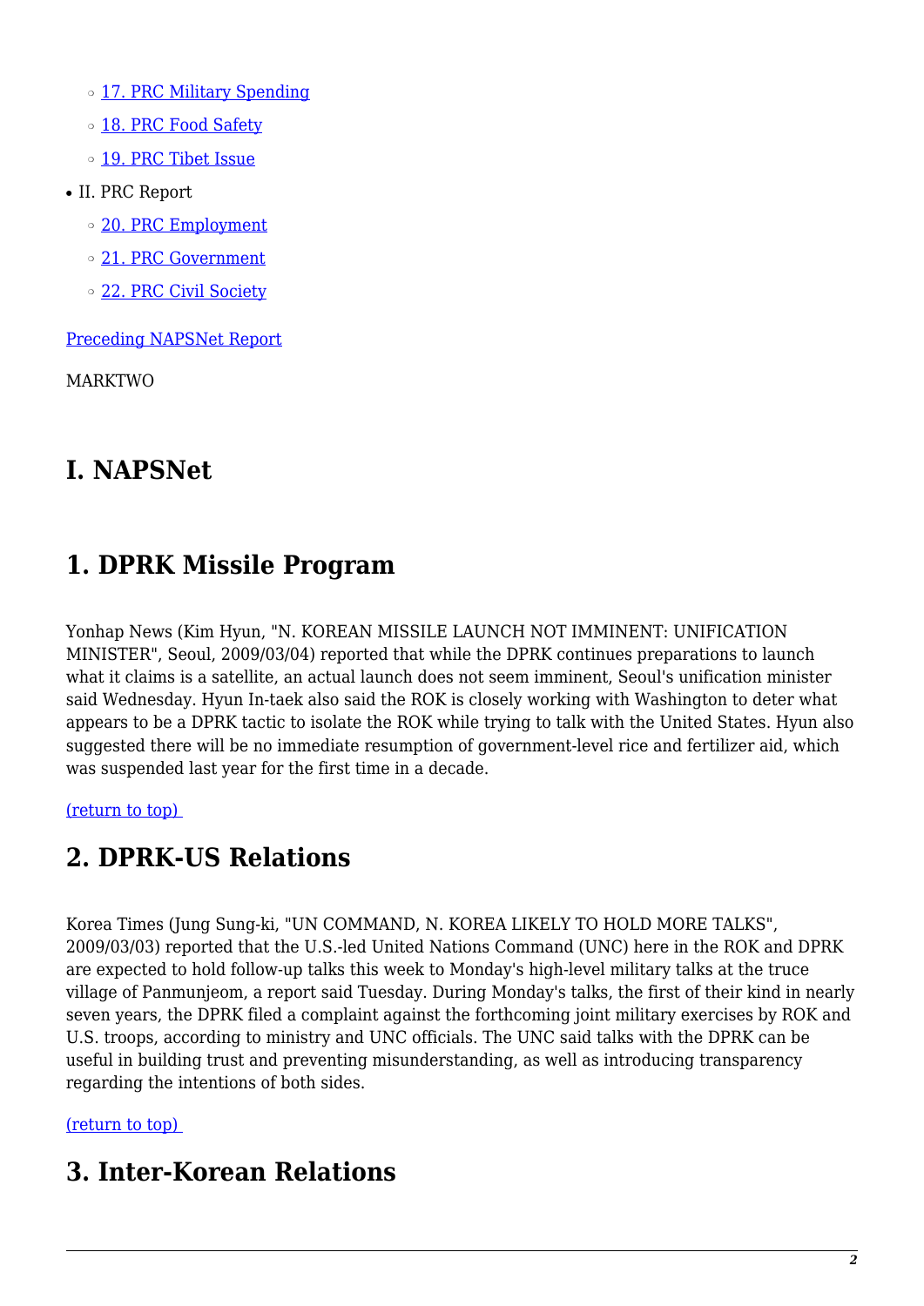- 17. PRC Military Spending
- 18. PRC Food Safety
- 19. PRC Tibet Issue

- II. PRC Report
  - 20. PRC Employment
  - 21. PRC Government
  - 22. PRC Civil Society

Preceding NAPSNet Report

MARKTWO

# I. NAPSNet

# 1. DPRK Missile Program

Yonhap News (Kim Hyun, "N. KOREAN MISSILE LAUNCH NOT IMMINENT: UNIFICATION MINISTER", Seoul, 2009/03/04) reported that while the DPRK continues preparations to launch what it claims is a satellite, an actual launch does not seem imminent, Seoul's unification minister said Wednesday. Hyun In-taek also said the ROK is closely working with Washington to deter what appears to be a DPRK tactic to isolate the ROK while trying to talk with the United States. Hyun also suggested there will be no immediate resumption of government-level rice and fertilizer aid, which was suspended last year for the first time in a decade.

(return to top)

# 2. DPRK-US Relations

Korea Times (Jung Sung-ki, "UN COMMAND, N. KOREA LIKELY TO HOLD MORE TALKS", 2009/03/03) reported that the U.S.-led United Nations Command (UNC) here in the ROK and DPRK are expected to hold follow-up talks this week to Monday's high-level military talks at the truce village of Panmunjeom, a report said Tuesday. During Monday's talks, the first of their kind in nearly seven years, the DPRK filed a complaint against the forthcoming joint military exercises by ROK and U.S. troops, according to ministry and UNC officials. The UNC said talks with the DPRK can be useful in building trust and preventing misunderstanding, as well as introducing transparency regarding the intentions of both sides.

(return to top)

# 3. Inter-Korean Relations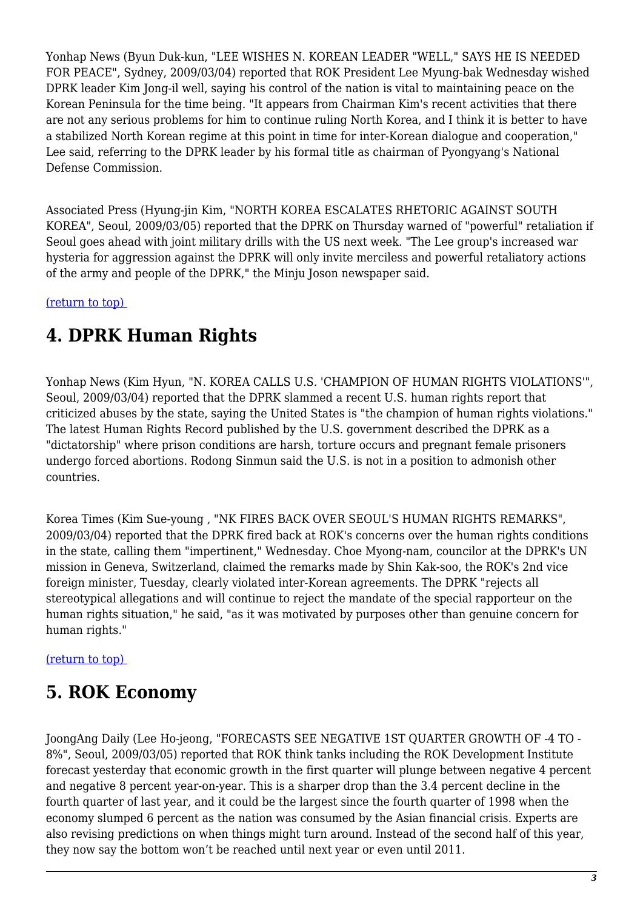Yonhap News (Byun Duk-kun, "LEE WISHES N. KOREAN LEADER "WELL," SAYS HE IS NEEDED FOR PEACE", Sydney, 2009/03/04) reported that ROK President Lee Myung-bak Wednesday wished DPRK leader Kim Jong-il well, saying his control of the nation is vital to maintaining peace on the Korean Peninsula for the time being. "It appears from Chairman Kim's recent activities that there are not any serious problems for him to continue ruling North Korea, and I think it is better to have a stabilized North Korean regime at this point in time for inter-Korean dialogue and cooperation," Lee said, referring to the DPRK leader by his formal title as chairman of Pyongyang's National Defense Commission.

Associated Press (Hyung-jin Kim, "NORTH KOREA ESCALATES RHETORIC AGAINST SOUTH KOREA", Seoul, 2009/03/05) reported that the DPRK on Thursday warned of "powerful" retaliation if Seoul goes ahead with joint military drills with the US next week. "The Lee group's increased war hysteria for aggression against the DPRK will only invite merciless and powerful retaliatory actions of the army and people of the DPRK," the Minju Joson newspaper said.

(return to top)

## 4. DPRK Human Rights

Yonhap News (Kim Hyun, "N. KOREA CALLS U.S. 'CHAMPION OF HUMAN RIGHTS VIOLATIONS'", Seoul, 2009/03/04) reported that the DPRK slammed a recent U.S. human rights report that criticized abuses by the state, saying the United States is "the champion of human rights violations." The latest Human Rights Record published by the U.S. government described the DPRK as a "dictatorship" where prison conditions are harsh, torture occurs and pregnant female prisoners undergo forced abortions. Rodong Sinmun said the U.S. is not in a position to admonish other countries.

Korea Times (Kim Sue-young , "NK FIRES BACK OVER SEOUL'S HUMAN RIGHTS REMARKS", 2009/03/04) reported that the DPRK fired back at ROK's concerns over the human rights conditions in the state, calling them "impertinent," Wednesday. Choe Myong-nam, councilor at the DPRK's UN mission in Geneva, Switzerland, claimed the remarks made by Shin Kak-soo, the ROK's 2nd vice foreign minister, Tuesday, clearly violated inter-Korean agreements. The DPRK "rejects all stereotypical allegations and will continue to reject the mandate of the special rapporteur on the human rights situation," he said, "as it was motivated by purposes other than genuine concern for human rights."

(return to top)

## 5. ROK Economy

JoongAng Daily (Lee Ho-jeong, "FORECASTS SEE NEGATIVE 1ST QUARTER GROWTH OF -4 TO -8%", Seoul, 2009/03/05) reported that ROK think tanks including the ROK Development Institute forecast yesterday that economic growth in the first quarter will plunge between negative 4 percent and negative 8 percent year-on-year. This is a sharper drop than the 3.4 percent decline in the fourth quarter of last year, and it could be the largest since the fourth quarter of 1998 when the economy slumped 6 percent as the nation was consumed by the Asian financial crisis. Experts are also revising predictions on when things might turn around. Instead of the second half of this year, they now say the bottom won't be reached until next year or even until 2011.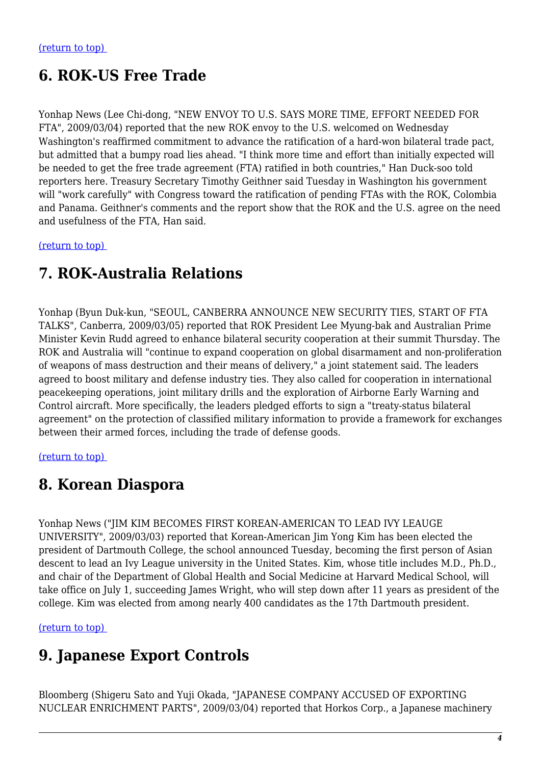(return to top)

## 6. ROK-US Free Trade

Yonhap News (Lee Chi-dong, "NEW ENVOY TO U.S. SAYS MORE TIME, EFFORT NEEDED FOR FTA", 2009/03/04) reported that the new ROK envoy to the U.S. welcomed on Wednesday Washington's reaffirmed commitment to advance the ratification of a hard-won bilateral trade pact, but admitted that a bumpy road lies ahead. "I think more time and effort than initially expected will be needed to get the free trade agreement (FTA) ratified in both countries," Han Duck-soo told reporters here. Treasury Secretary Timothy Geithner said Tuesday in Washington his government will "work carefully" with Congress toward the ratification of pending FTAs with the ROK, Colombia and Panama. Geithner's comments and the report show that the ROK and the U.S. agree on the need and usefulness of the FTA, Han said.

(return to top)

## 7. ROK-Australia Relations

Yonhap (Byun Duk-kun, "SEOUL, CANBERRA ANNOUNCE NEW SECURITY TIES, START OF FTA TALKS", Canberra, 2009/03/05) reported that ROK President Lee Myung-bak and Australian Prime Minister Kevin Rudd agreed to enhance bilateral security cooperation at their summit Thursday. The ROK and Australia will "continue to expand cooperation on global disarmament and non-proliferation of weapons of mass destruction and their means of delivery," a joint statement said. The leaders agreed to boost military and defense industry ties. They also called for cooperation in international peacekeeping operations, joint military drills and the exploration of Airborne Early Warning and Control aircraft. More specifically, the leaders pledged efforts to sign a "treaty-status bilateral agreement" on the protection of classified military information to provide a framework for exchanges between their armed forces, including the trade of defense goods.

(return to top)

## 8. Korean Diaspora

Yonhap News ("JIM KIM BECOMES FIRST KOREAN-AMERICAN TO LEAD IVY LEAUGE UNIVERSITY", 2009/03/03) reported that Korean-American Jim Yong Kim has been elected the president of Dartmouth College, the school announced Tuesday, becoming the first person of Asian descent to lead an Ivy League university in the United States. Kim, whose title includes M.D., Ph.D., and chair of the Department of Global Health and Social Medicine at Harvard Medical School, will take office on July 1, succeeding James Wright, who will step down after 11 years as president of the college. Kim was elected from among nearly 400 candidates as the 17th Dartmouth president.

(return to top)

## 9. Japanese Export Controls

Bloomberg (Shigeru Sato and Yuji Okada, "JAPANESE COMPANY ACCUSED OF EXPORTING NUCLEAR ENRICHMENT PARTS", 2009/03/04) reported that Horkos Corp., a Japanese machinery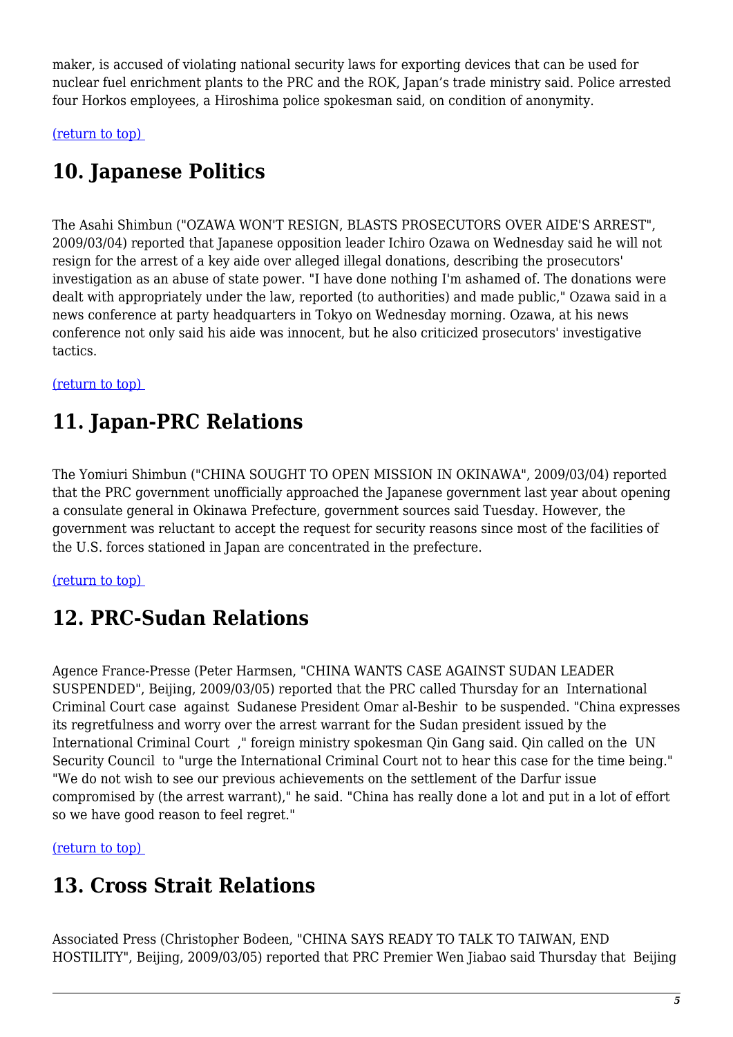maker, is accused of violating national security laws for exporting devices that can be used for nuclear fuel enrichment plants to the PRC and the ROK, Japan's trade ministry said. Police arrested four Horkos employees, a Hiroshima police spokesman said, on condition of anonymity.

(return to top)

## 10. Japanese Politics

The Asahi Shimbun ("OZAWA WON'T RESIGN, BLASTS PROSECUTORS OVER AIDE'S ARREST", 2009/03/04) reported that Japanese opposition leader Ichiro Ozawa on Wednesday said he will not resign for the arrest of a key aide over alleged illegal donations, describing the prosecutors' investigation as an abuse of state power. "I have done nothing I'm ashamed of. The donations were dealt with appropriately under the law, reported (to authorities) and made public," Ozawa said in a news conference at party headquarters in Tokyo on Wednesday morning. Ozawa, at his news conference not only said his aide was innocent, but he also criticized prosecutors' investigative tactics.

(return to top)

## 11. Japan-PRC Relations

The Yomiuri Shimbun ("CHINA SOUGHT TO OPEN MISSION IN OKINAWA", 2009/03/04) reported that the PRC government unofficially approached the Japanese government last year about opening a consulate general in Okinawa Prefecture, government sources said Tuesday. However, the government was reluctant to accept the request for security reasons since most of the facilities of the U.S. forces stationed in Japan are concentrated in the prefecture.

(return to top)

## 12. PRC-Sudan Relations

Agence France-Presse (Peter Harmsen, "CHINA WANTS CASE AGAINST SUDAN LEADER SUSPENDED", Beijing, 2009/03/05) reported that the PRC called Thursday for an International Criminal Court case against Sudanese President Omar al-Beshir to be suspended. "China expresses its regretfulness and worry over the arrest warrant for the Sudan president issued by the International Criminal Court ," foreign ministry spokesman Qin Gang said. Qin called on the UN Security Council to "urge the International Criminal Court not to hear this case for the time being." "We do not wish to see our previous achievements on the settlement of the Darfur issue compromised by (the arrest warrant)," he said. "China has really done a lot and put in a lot of effort so we have good reason to feel regret."

(return to top)

## 13. Cross Strait Relations

Associated Press (Christopher Bodeen, "CHINA SAYS READY TO TALK TO TAIWAN, END HOSTILITY", Beijing, 2009/03/05) reported that PRC Premier Wen Jiabao said Thursday that Beijing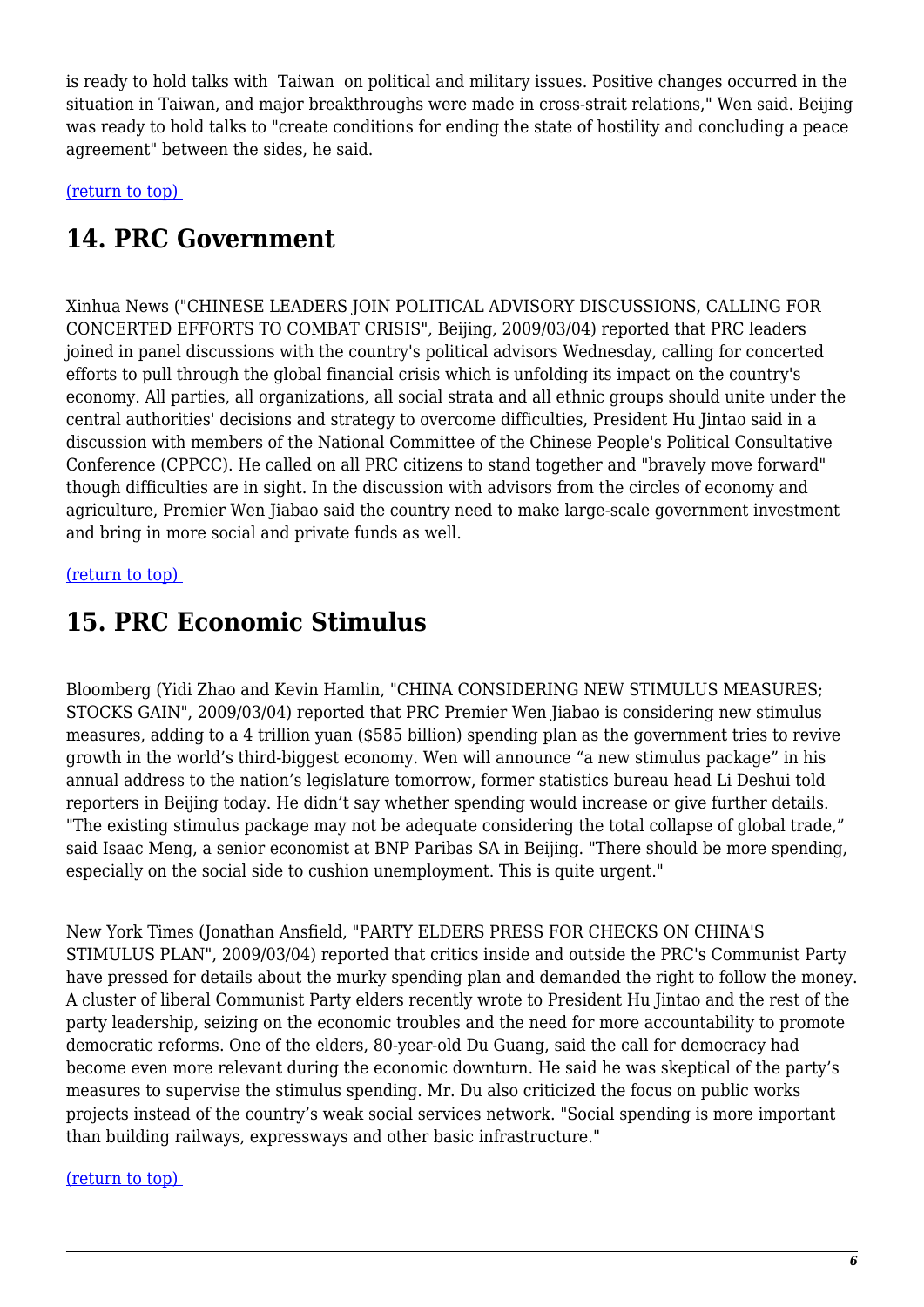is ready to hold talks with Taiwan on political and military issues. Positive changes occurred in the situation in Taiwan, and major breakthroughs were made in cross-strait relations," Wen said. Beijing was ready to hold talks to "create conditions for ending the state of hostility and concluding a peace agreement" between the sides, he said.

(return to top)

## 14. PRC Government

Xinhua News ("CHINESE LEADERS JOIN POLITICAL ADVISORY DISCUSSIONS, CALLING FOR CONCERTED EFFORTS TO COMBAT CRISIS", Beijing, 2009/03/04) reported that PRC leaders joined in panel discussions with the country's political advisors Wednesday, calling for concerted efforts to pull through the global financial crisis which is unfolding its impact on the country's economy. All parties, all organizations, all social strata and all ethnic groups should unite under the central authorities' decisions and strategy to overcome difficulties, President Hu Jintao said in a discussion with members of the National Committee of the Chinese People's Political Consultative Conference (CPPCC). He called on all PRC citizens to stand together and "bravely move forward" though difficulties are in sight. In the discussion with advisors from the circles of economy and agriculture, Premier Wen Jiabao said the country need to make large-scale government investment and bring in more social and private funds as well.

(return to top)

## 15. PRC Economic Stimulus

Bloomberg (Yidi Zhao and Kevin Hamlin, "CHINA CONSIDERING NEW STIMULUS MEASURES; STOCKS GAIN", 2009/03/04) reported that PRC Premier Wen Jiabao is considering new stimulus measures, adding to a 4 trillion yuan ($585 billion) spending plan as the government tries to revive growth in the world's third-biggest economy. Wen will announce "a new stimulus package" in his annual address to the nation's legislature tomorrow, former statistics bureau head Li Deshui told reporters in Beijing today. He didn't say whether spending would increase or give further details. "The existing stimulus package may not be adequate considering the total collapse of global trade," said Isaac Meng, a senior economist at BNP Paribas SA in Beijing. "There should be more spending, especially on the social side to cushion unemployment. This is quite urgent."

New York Times (Jonathan Ansfield, "PARTY ELDERS PRESS FOR CHECKS ON CHINA'S STIMULUS PLAN", 2009/03/04) reported that critics inside and outside the PRC's Communist Party have pressed for details about the murky spending plan and demanded the right to follow the money. A cluster of liberal Communist Party elders recently wrote to President Hu Jintao and the rest of the party leadership, seizing on the economic troubles and the need for more accountability to promote democratic reforms. One of the elders, 80-year-old Du Guang, said the call for democracy had become even more relevant during the economic downturn. He said he was skeptical of the party's measures to supervise the stimulus spending. Mr. Du also criticized the focus on public works projects instead of the country's weak social services network. "Social spending is more important than building railways, expressways and other basic infrastructure."

(return to top)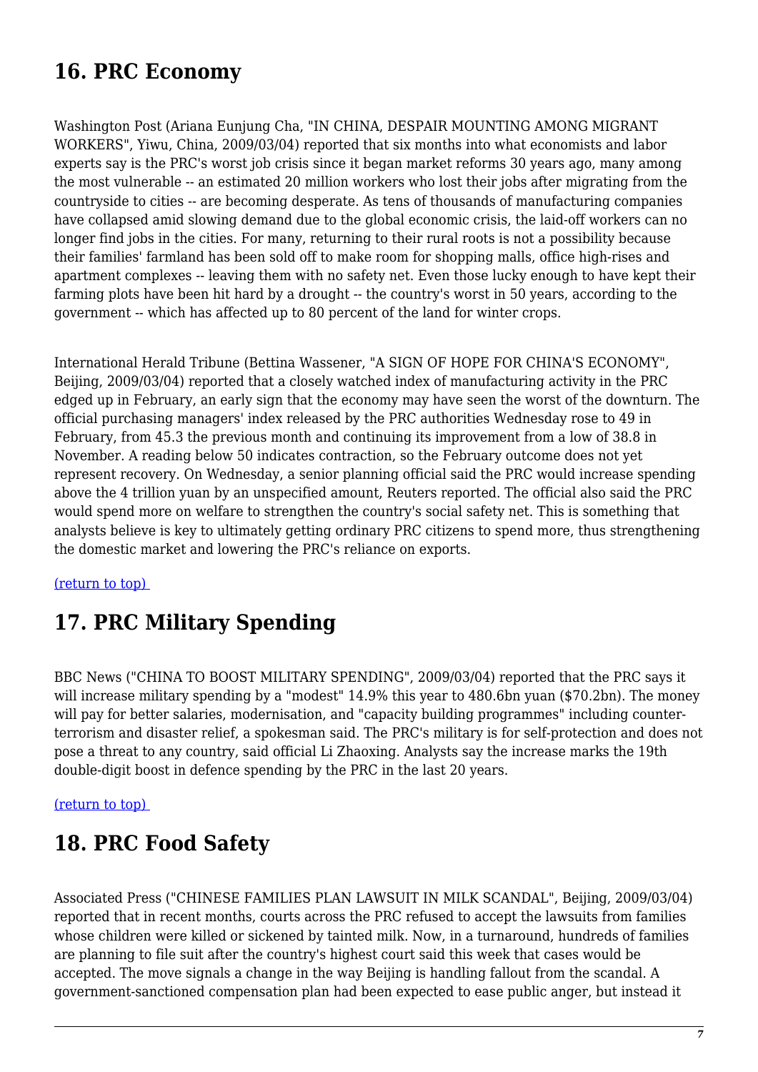## 16. PRC Economy

Washington Post (Ariana Eunjung Cha, "IN CHINA, DESPAIR MOUNTING AMONG MIGRANT WORKERS", Yiwu, China, 2009/03/04) reported that six months into what economists and labor experts say is the PRC's worst job crisis since it began market reforms 30 years ago, many among the most vulnerable -- an estimated 20 million workers who lost their jobs after migrating from the countryside to cities -- are becoming desperate. As tens of thousands of manufacturing companies have collapsed amid slowing demand due to the global economic crisis, the laid-off workers can no longer find jobs in the cities. For many, returning to their rural roots is not a possibility because their families' farmland has been sold off to make room for shopping malls, office high-rises and apartment complexes -- leaving them with no safety net. Even those lucky enough to have kept their farming plots have been hit hard by a drought -- the country's worst in 50 years, according to the government -- which has affected up to 80 percent of the land for winter crops.

International Herald Tribune (Bettina Wassener, "A SIGN OF HOPE FOR CHINA'S ECONOMY", Beijing, 2009/03/04) reported that a closely watched index of manufacturing activity in the PRC edged up in February, an early sign that the economy may have seen the worst of the downturn. The official purchasing managers' index released by the PRC authorities Wednesday rose to 49 in February, from 45.3 the previous month and continuing its improvement from a low of 38.8 in November. A reading below 50 indicates contraction, so the February outcome does not yet represent recovery. On Wednesday, a senior planning official said the PRC would increase spending above the 4 trillion yuan by an unspecified amount, Reuters reported. The official also said the PRC would spend more on welfare to strengthen the country's social safety net. This is something that analysts believe is key to ultimately getting ordinary PRC citizens to spend more, thus strengthening the domestic market and lowering the PRC's reliance on exports.

(return to top)

## 17. PRC Military Spending

BBC News ("CHINA TO BOOST MILITARY SPENDING", 2009/03/04) reported that the PRC says it will increase military spending by a "modest" 14.9% this year to 480.6bn yuan ($70.2bn). The money will pay for better salaries, modernisation, and "capacity building programmes" including counter-terrorism and disaster relief, a spokesman said. The PRC's military is for self-protection and does not pose a threat to any country, said official Li Zhaoxing. Analysts say the increase marks the 19th double-digit boost in defence spending by the PRC in the last 20 years.

(return to top)

## 18. PRC Food Safety

Associated Press ("CHINESE FAMILIES PLAN LAWSUIT IN MILK SCANDAL", Beijing, 2009/03/04) reported that in recent months, courts across the PRC refused to accept the lawsuits from families whose children were killed or sickened by tainted milk. Now, in a turnaround, hundreds of families are planning to file suit after the country's highest court said this week that cases would be accepted. The move signals a change in the way Beijing is handling fallout from the scandal. A government-sanctioned compensation plan had been expected to ease public anger, but instead it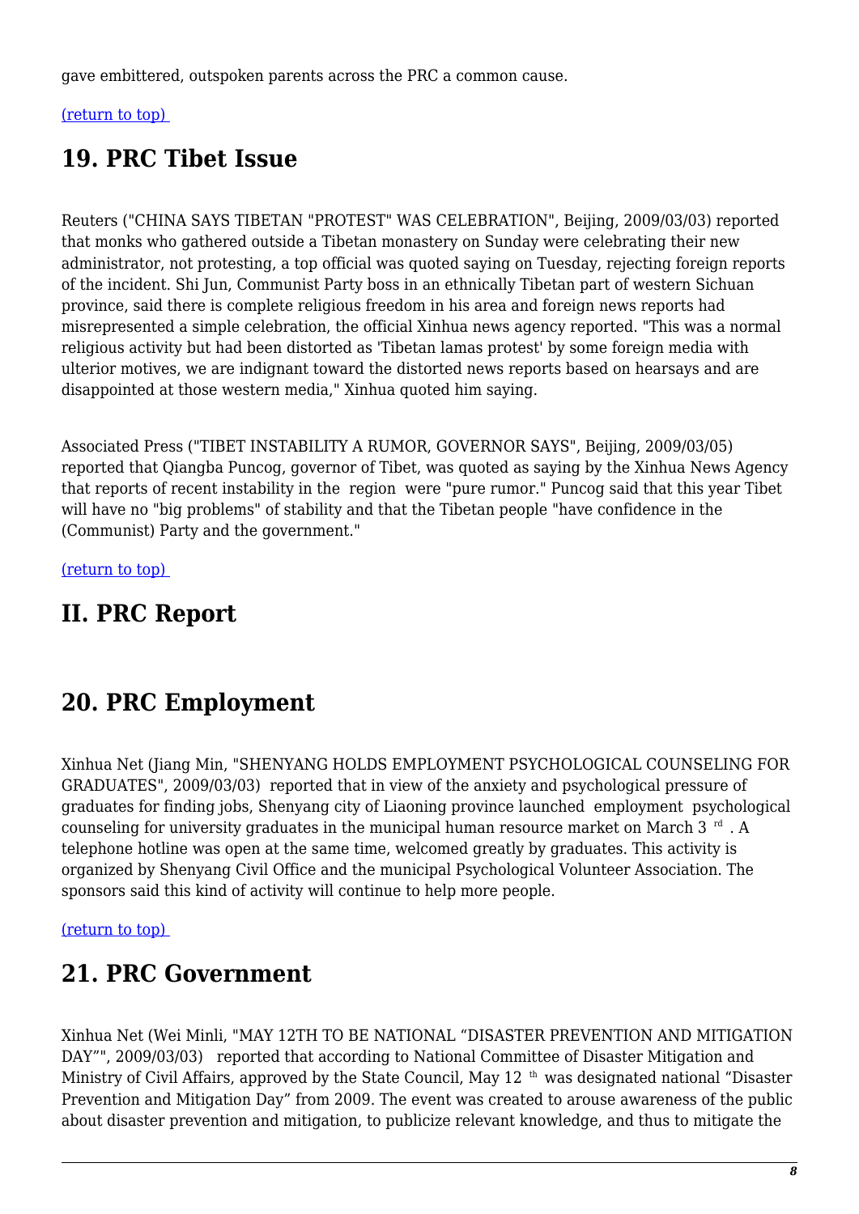gave embittered, outspoken parents across the PRC a common cause.

[(return to top)]

## 19. PRC Tibet Issue

Reuters ("CHINA SAYS TIBETAN "PROTEST" WAS CELEBRATION", Beijing, 2009/03/03) reported that monks who gathered outside a Tibetan monastery on Sunday were celebrating their new administrator, not protesting, a top official was quoted saying on Tuesday, rejecting foreign reports of the incident. Shi Jun, Communist Party boss in an ethnically Tibetan part of western Sichuan province, said there is complete religious freedom in his area and foreign news reports had misrepresented a simple celebration, the official Xinhua news agency reported. "This was a normal religious activity but had been distorted as 'Tibetan lamas protest' by some foreign media with ulterior motives, we are indignant toward the distorted news reports based on hearsays and are disappointed at those western media," Xinhua quoted him saying.

Associated Press ("TIBET INSTABILITY A RUMOR, GOVERNOR SAYS", Beijing, 2009/03/05) reported that Qiangba Puncog, governor of Tibet, was quoted as saying by the Xinhua News Agency that reports of recent instability in the region were "pure rumor." Puncog said that this year Tibet will have no "big problems" of stability and that the Tibetan people "have confidence in the (Communist) Party and the government."

[(return to top)]

## II. PRC Report

## 20. PRC Employment

Xinhua Net (Jiang Min, "SHENYANG HOLDS EMPLOYMENT PSYCHOLOGICAL COUNSELING FOR GRADUATES", 2009/03/03) reported that in view of the anxiety and psychological pressure of graduates for finding jobs, Shenyang city of Liaoning province launched employment psychological counseling for university graduates in the municipal human resource market on March 3rd. A telephone hotline was open at the same time, welcomed greatly by graduates. This activity is organized by Shenyang Civil Office and the municipal Psychological Volunteer Association. The sponsors said this kind of activity will continue to help more people.

[(return to top)]

## 21. PRC Government

Xinhua Net (Wei Minli, "MAY 12TH TO BE NATIONAL “DISASTER PREVENTION AND MITIGATION DAY”", 2009/03/03) reported that according to National Committee of Disaster Mitigation and Ministry of Civil Affairs, approved by the State Council, May 12th was designated national “Disaster Prevention and Mitigation Day” from 2009. The event was created to arouse awareness of the public about disaster prevention and mitigation, to publicize relevant knowledge, and thus to mitigate the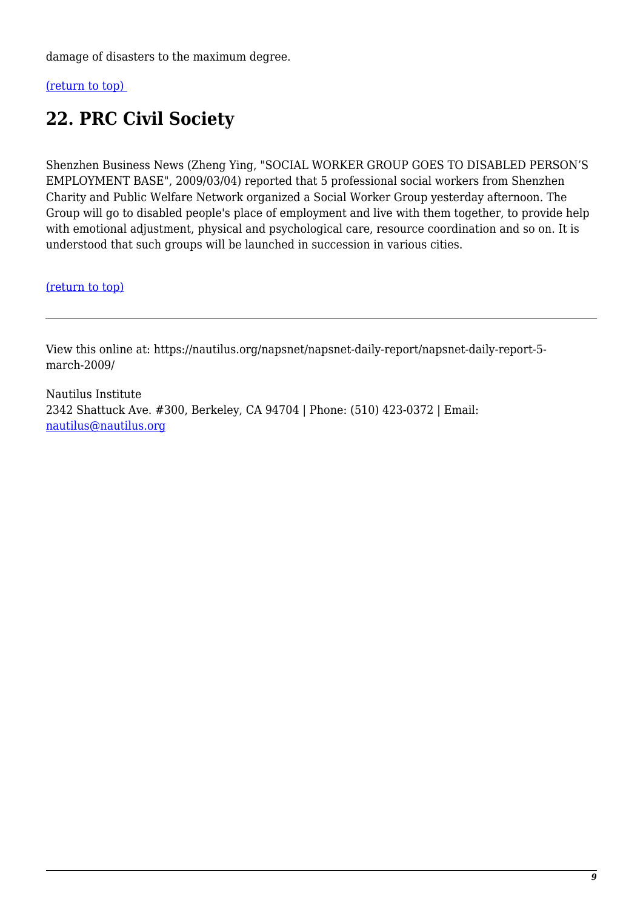damage of disasters to the maximum degree.

(return to top)

## 22. PRC Civil Society

Shenzhen Business News (Zheng Ying, "SOCIAL WORKER GROUP GOES TO DISABLED PERSON'S EMPLOYMENT BASE", 2009/03/04) reported that 5 professional social workers from Shenzhen Charity and Public Welfare Network organized a Social Worker Group yesterday afternoon. The Group will go to disabled people's place of employment and live with them together, to provide help with emotional adjustment, physical and psychological care, resource coordination and so on. It is understood that such groups will be launched in succession in various cities.

(return to top)

---

View this online at: https://nautilus.org/napsnet/napsnet-daily-report/napsnet-daily-report-5-march-2009/

Nautilus Institute
2342 Shattuck Ave. #300, Berkeley, CA 94704 | Phone: (510) 423-0372 | Email: nautilus@nautilus.org